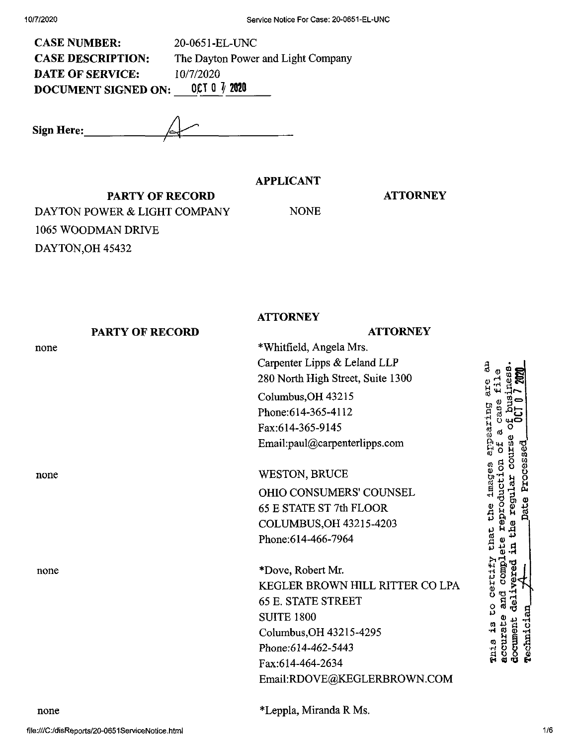**CASE NUMBER:** 20-0651-EL-UNC
**CASE DESCRIPTION:** The Dayton Power and Light Company
**DATE OF SERVICE:** 10/7/2020
**DOCUMENT SIGNED ON:** OCT 0 7 2020

**Sign Here:** ______________________

**APPLICANT**

| PARTY OF RECORD | ATTORNEY |
|---|---|
| DAYTON POWER & LIGHT COMPANY<br>1065 WOODMAN DRIVE<br>DAYTON,OH 45432 | NONE |

**ATTORNEY**

| PARTY OF RECORD | ATTORNEY |
|---|---|
| none | *Whitfield, Angela Mrs.<br>Carpenter Lipps & Leland LLP<br>280 North High Street, Suite 1300<br>Columbus,OH 43215<br>Phone:614-365-4112<br>Fax:614-365-9145<br>Email:paul@carpenterlipps.com |
| none | WESTON, BRUCE<br>OHIO CONSUMERS' COUNSEL<br>65 E STATE ST 7th FLOOR<br>COLUMBUS,OH 43215-4203<br>Phone:614-466-7964 |
| none | *Dove, Robert Mr.<br>KEGLER BROWN HILL RITTER CO LPA<br>65 E. STATE STREET<br>SUITE 1800<br>Columbus,OH 43215-4295<br>Phone:614-462-5443<br>Fax:614-464-2634<br>Email:RDOVE@KEGLERBROWN.COM |
| none | *Leppla, Miranda R Ms. |

This is to certify that the images appearing are an accurate and complete reproduction of a case file document delivered in the regular course of business. Technician ____ Date Processed OCT 0 7 2020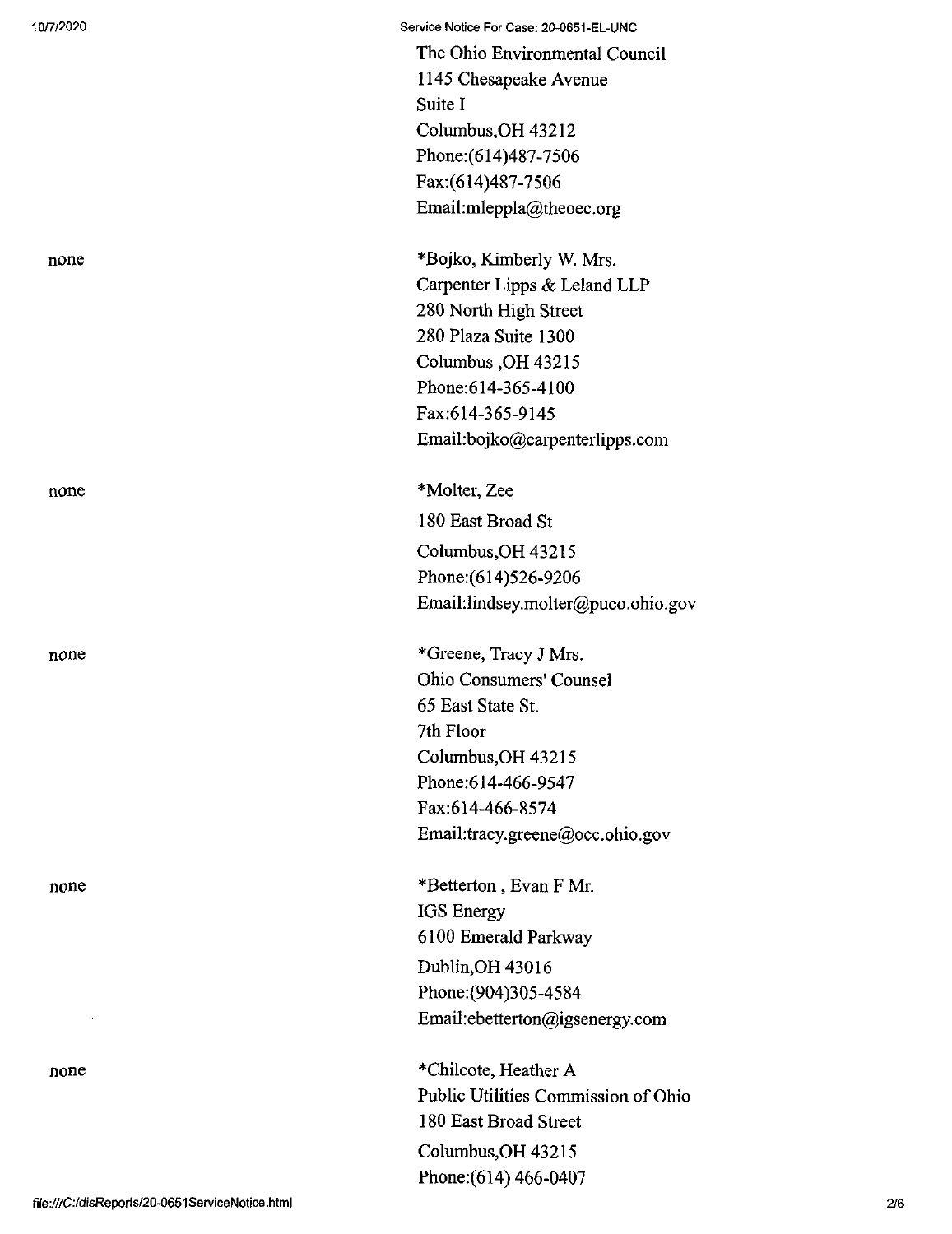The Ohio Environmental Council
1145 Chesapeake Avenue
Suite I
Columbus,OH 43212
Phone:(614)487-7506
Fax:(614)487-7506
Email:mleppla@theoec.org

none

*Bojko, Kimberly W. Mrs.
Carpenter Lipps & Leland LLP
280 North High Street
280 Plaza Suite 1300
Columbus ,OH 43215
Phone:614-365-4100
Fax:614-365-9145
Email:bojko@carpenterlipps.com

none

*Molter, Zee
180 East Broad St
Columbus,OH 43215
Phone:(614)526-9206
Email:lindsey.molter@puco.ohio.gov

none

*Greene, Tracy J Mrs.
Ohio Consumers' Counsel
65 East State St.
7th Floor
Columbus,OH 43215
Phone:614-466-9547
Fax:614-466-8574
Email:tracy.greene@occ.ohio.gov

none

*Betterton , Evan F Mr.
IGS Energy
6100 Emerald Parkway
Dublin,OH 43016
Phone:(904)305-4584
Email:ebetterton@igsenergy.com

none

*Chilcote, Heather A
Public Utilities Commission of Ohio
180 East Broad Street
Columbus,OH 43215
Phone:(614) 466-0407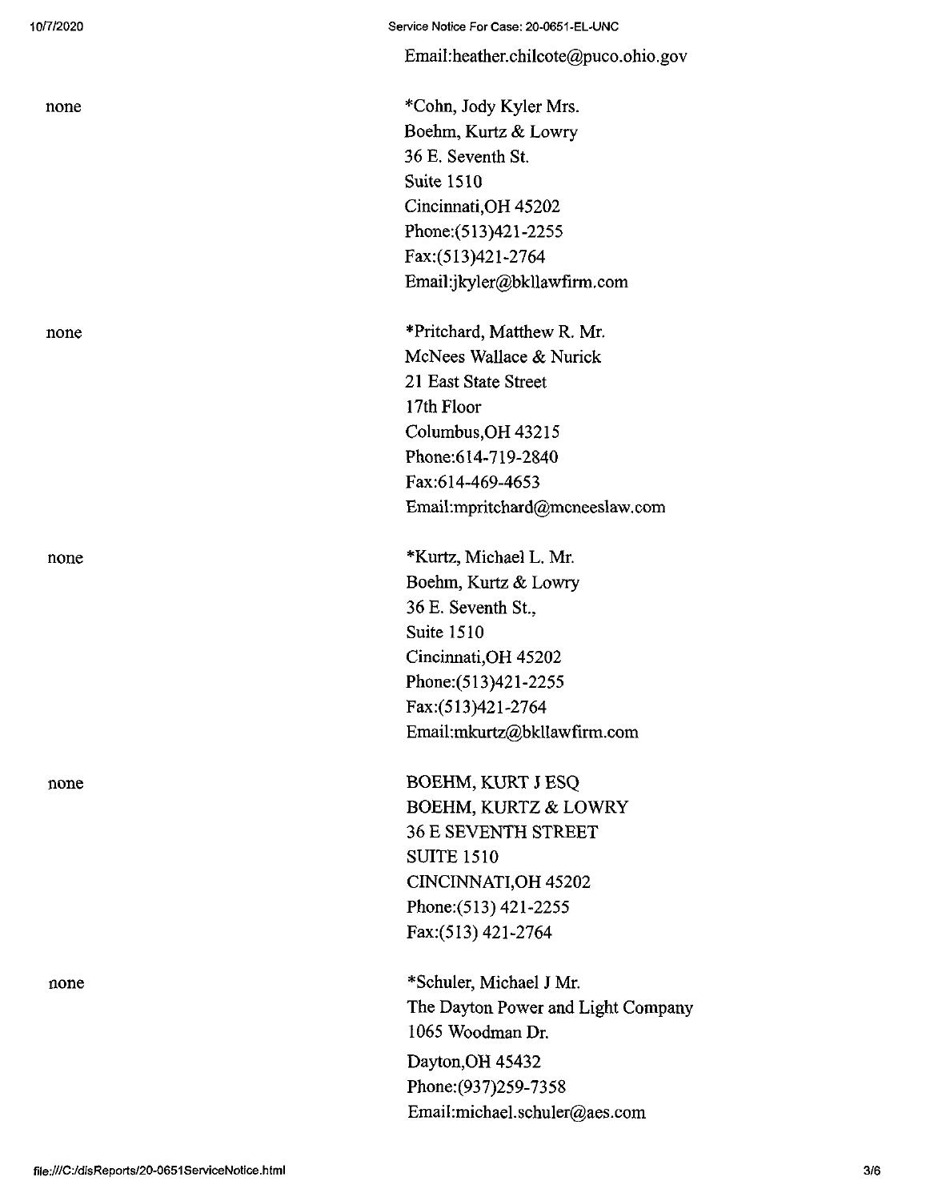Email:heather.chilcote@puco.ohio.gov

| | |
|---|---|
| none | *Cohn, Jody Kyler Mrs.<br>Boehm, Kurtz & Lowry<br>36 E. Seventh St.<br>Suite 1510<br>Cincinnati,OH 45202<br>Phone:(513)421-2255<br>Fax:(513)421-2764<br>Email:jkyler@bkllawfirm.com |
| none | *Pritchard, Matthew R. Mr.<br>McNees Wallace & Nurick<br>21 East State Street<br>17th Floor<br>Columbus,OH 43215<br>Phone:614-719-2840<br>Fax:614-469-4653<br>Email:mpritchard@mcneeslaw.com |
| none | *Kurtz, Michael L. Mr.<br>Boehm, Kurtz & Lowry<br>36 E. Seventh St.,<br>Suite 1510<br>Cincinnati,OH 45202<br>Phone:(513)421-2255<br>Fax:(513)421-2764<br>Email:mkurtz@bkllawfirm.com |
| none | BOEHM, KURT J ESQ<br>BOEHM, KURTZ & LOWRY<br>36 E SEVENTH STREET<br>SUITE 1510<br>CINCINNATI,OH 45202<br>Phone:(513) 421-2255<br>Fax:(513) 421-2764 |
| none | *Schuler, Michael J Mr.<br>The Dayton Power and Light Company<br>1065 Woodman Dr.<br>Dayton,OH 45432<br>Phone:(937)259-7358<br>Email:michael.schuler@aes.com |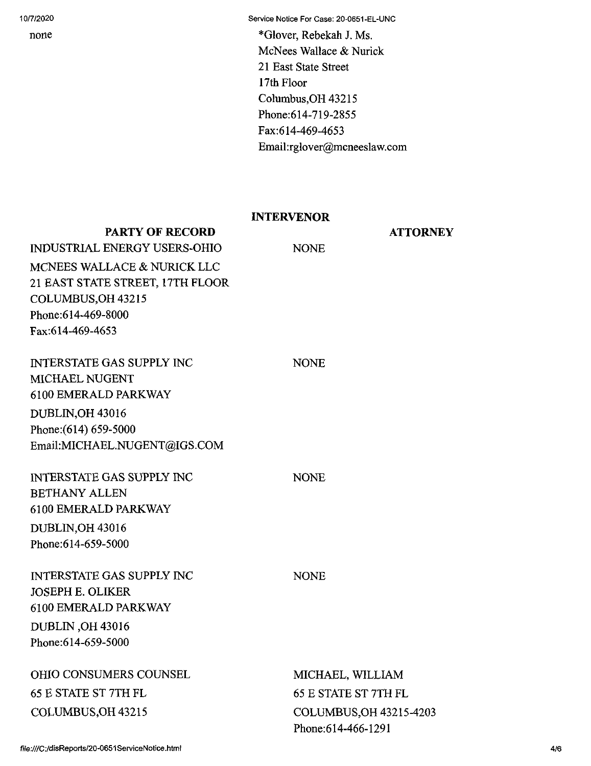| | |
|---|---|
| none | *Glover, Rebekah J. Ms.<br>McNees Wallace & Nurick<br>21 East State Street<br>17th Floor<br>Columbus,OH 43215<br>Phone:614-719-2855<br>Fax:614-469-4653<br>Email:rglover@mcneeslaw.com |

**INTERVENOR**

| PARTY OF RECORD | ATTORNEY |
|---|---|
| INDUSTRIAL ENERGY USERS-OHIO<br>MCNEES WALLACE & NURICK LLC<br>21 EAST STATE STREET, 17TH FLOOR<br>COLUMBUS,OH 43215<br>Phone:614-469-8000<br>Fax:614-469-4653 | NONE |
| INTERSTATE GAS SUPPLY INC<br>MICHAEL NUGENT<br>6100 EMERALD PARKWAY<br>DUBLIN,OH 43016<br>Phone:(614) 659-5000<br>Email:MICHAEL.NUGENT@IGS.COM | NONE |
| INTERSTATE GAS SUPPLY INC<br>BETHANY ALLEN<br>6100 EMERALD PARKWAY<br>DUBLIN,OH 43016<br>Phone:614-659-5000 | NONE |
| INTERSTATE GAS SUPPLY INC<br>JOSEPH E. OLIKER<br>6100 EMERALD PARKWAY<br>DUBLIN ,OH 43016<br>Phone:614-659-5000 | NONE |
| OHIO CONSUMERS COUNSEL<br>65 E STATE ST 7TH FL<br>COLUMBUS,OH 43215 | MICHAEL, WILLIAM<br>65 E STATE ST 7TH FL<br>COLUMBUS,OH 43215-4203<br>Phone:614-466-1291 |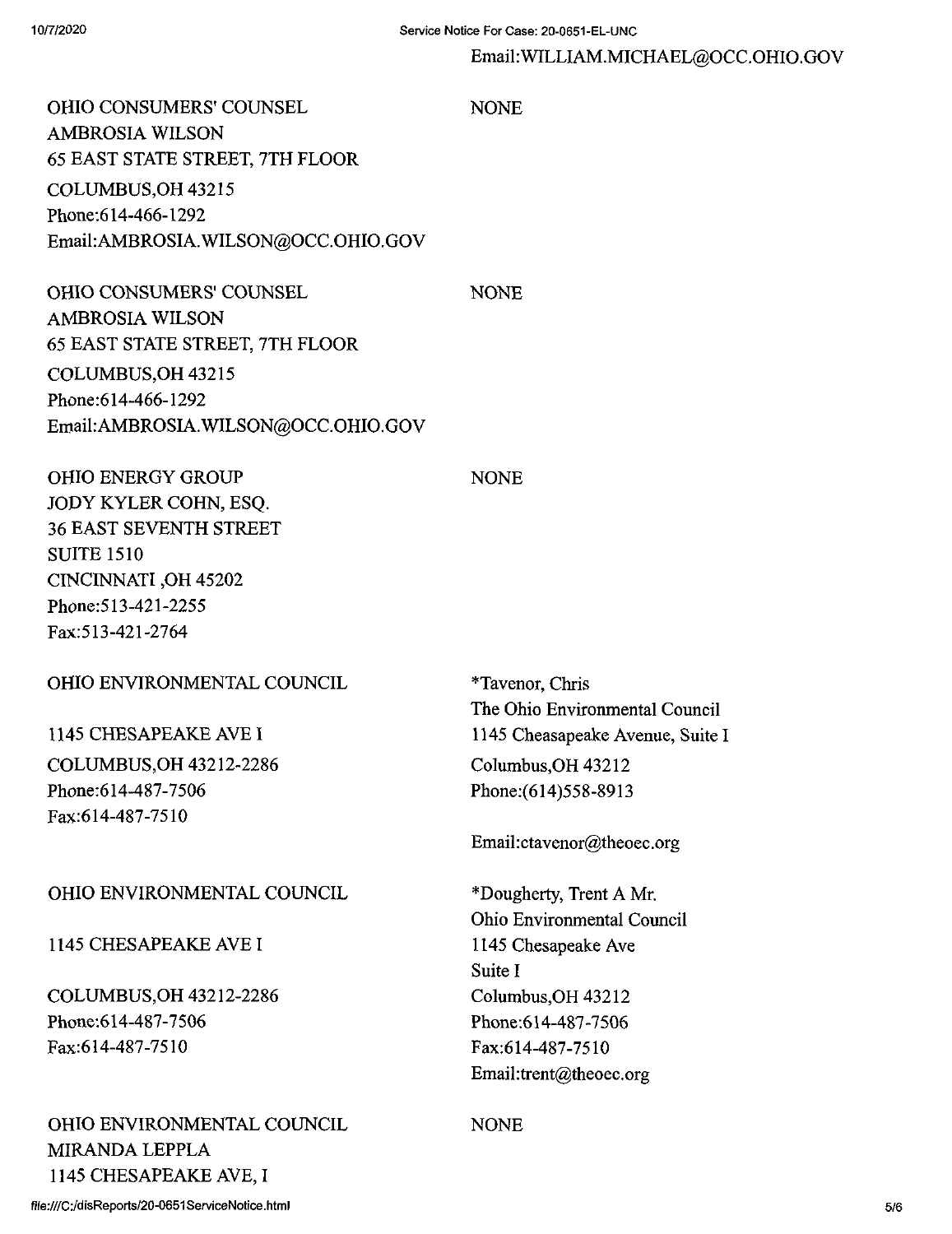Email:WILLIAM.MICHAEL@OCC.OHIO.GOV

| | |
|---|---|
| OHIO CONSUMERS' COUNSEL<br>AMBROSIA WILSON<br>65 EAST STATE STREET, 7TH FLOOR<br>COLUMBUS,OH 43215<br>Phone:614-466-1292<br>Email:AMBROSIA.WILSON@OCC.OHIO.GOV | NONE |
| OHIO CONSUMERS' COUNSEL<br>AMBROSIA WILSON<br>65 EAST STATE STREET, 7TH FLOOR<br>COLUMBUS,OH 43215<br>Phone:614-466-1292<br>Email:AMBROSIA.WILSON@OCC.OHIO.GOV | NONE |
| OHIO ENERGY GROUP<br>JODY KYLER COHN, ESQ.<br>36 EAST SEVENTH STREET<br>SUITE 1510<br>CINCINNATI ,OH 45202<br>Phone:513-421-2255<br>Fax:513-421-2764 | NONE |
| OHIO ENVIRONMENTAL COUNCIL<br>1145 CHESAPEAKE AVE I<br>COLUMBUS,OH 43212-2286<br>Phone:614-487-7506<br>Fax:614-487-7510 | *Tavenor, Chris<br>The Ohio Environmental Council<br>1145 Cheasapeake Avenue, Suite I<br>Columbus,OH 43212<br>Phone:(614)558-8913<br>Email:ctavenor@theoec.org |
| OHIO ENVIRONMENTAL COUNCIL<br>1145 CHESAPEAKE AVE I<br>COLUMBUS,OH 43212-2286<br>Phone:614-487-7506<br>Fax:614-487-7510 | *Dougherty, Trent A Mr.<br>Ohio Environmental Council<br>1145 Chesapeake Ave<br>Suite I<br>Columbus,OH 43212<br>Phone:614-487-7506<br>Fax:614-487-7510<br>Email:trent@theoec.org |
| OHIO ENVIRONMENTAL COUNCIL<br>MIRANDA LEPPLA<br>1145 CHESAPEAKE AVE, I | NONE |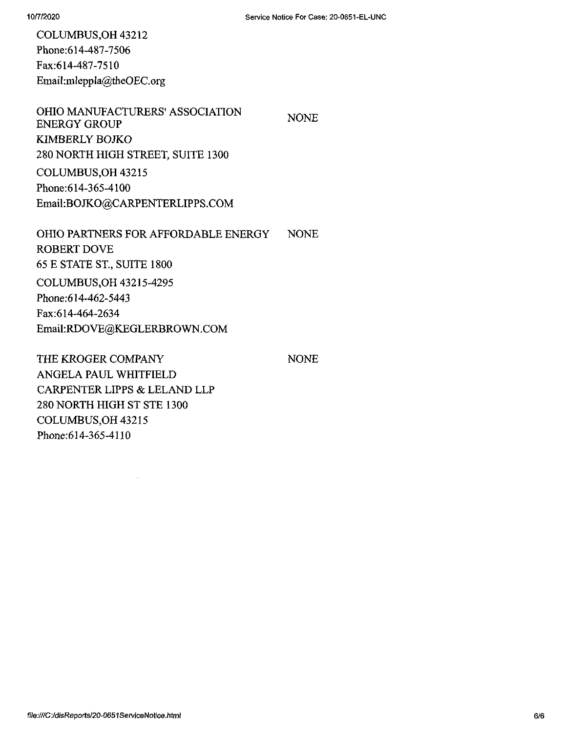COLUMBUS,OH 43212
Phone:614-487-7506
Fax:614-487-7510
Email:mleppla@theOEC.org

OHIO MANUFACTURERS' ASSOCIATION ENERGY GROUP NONE
KIMBERLY BOJKO
280 NORTH HIGH STREET, SUITE 1300
COLUMBUS,OH 43215
Phone:614-365-4100
Email:BOJKO@CARPENTERLIPPS.COM

OHIO PARTNERS FOR AFFORDABLE ENERGY NONE
ROBERT DOVE
65 E STATE ST., SUITE 1800
COLUMBUS,OH 43215-4295
Phone:614-462-5443
Fax:614-464-2634
Email:RDOVE@KEGLERBROWN.COM

THE KROGER COMPANY NONE
ANGELA PAUL WHITFIELD
CARPENTER LIPPS & LELAND LLP
280 NORTH HIGH ST STE 1300
COLUMBUS,OH 43215
Phone:614-365-4110